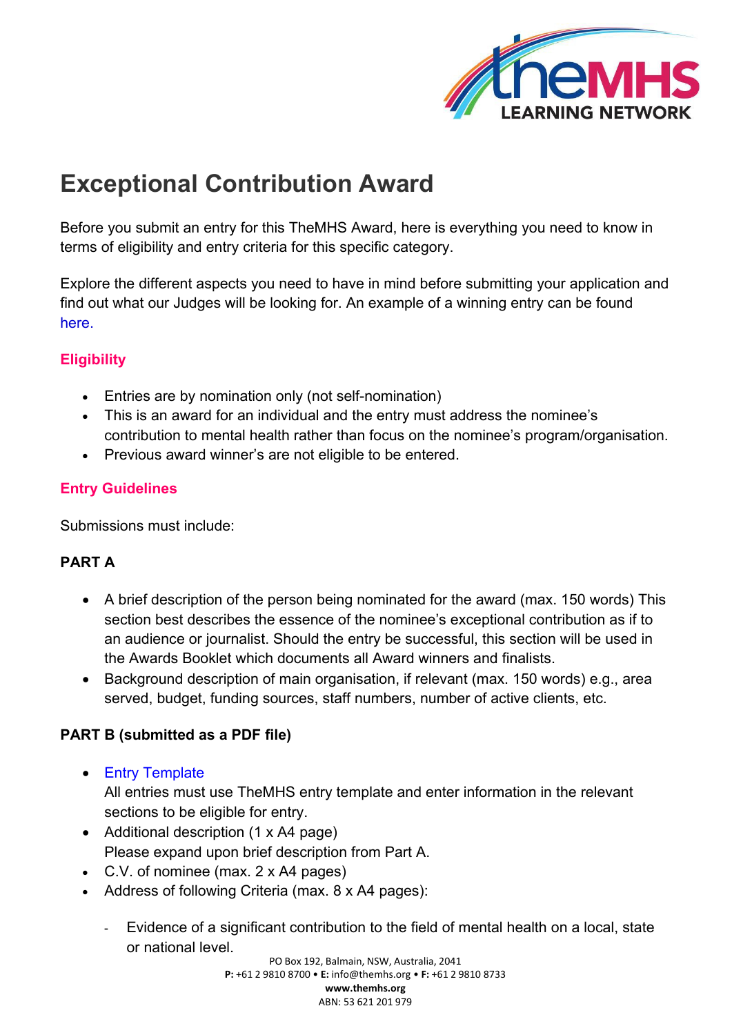# Exceptional Contribution Award

Before you submit an entry for this TheMHS Award, here is everything you need to know in terms of eligibility and entry criteria for this specific category.

Explore the different aspects you need to have in mind before submitting your application and find out what our Judges will be looking for. An example of a winning entry can be found here.

## Eligibility

- Entries are by nomination only (not self-nomination)
- This is an award for an individual and the entry must address the nominee's contribution to mental health rather than focus on the nominee's program/organisation.
- Previous award winner's are not eligible to be entered.

## Entry Guidelines

Submissions must include:

### PART A

- A brief description of the person being nominated for the award (max. 150 words) This section best describes the essence of the nominee's exceptional contribution as if to an audience or journalist. Should the entry be successful, this section will be used in the Awards Booklet which documents all Award winners and finalists.
- Background description of main organisation, if relevant (max. 150 words) e.g., area served, budget, funding sources, staff numbers, number of active clients, etc.

### PART B (submitted as a PDF file)

- Entry Template
  All entries must use TheMHS entry template and enter information in the relevant sections to be eligible for entry.
- Additional description (1 x A4 page)
  Please expand upon brief description from Part A.
- C.V. of nominee (max. 2 x A4 pages)
- Address of following Criteria (max. 8 x A4 pages):
  - Evidence of a significant contribution to the field of mental health on a local, state or national level.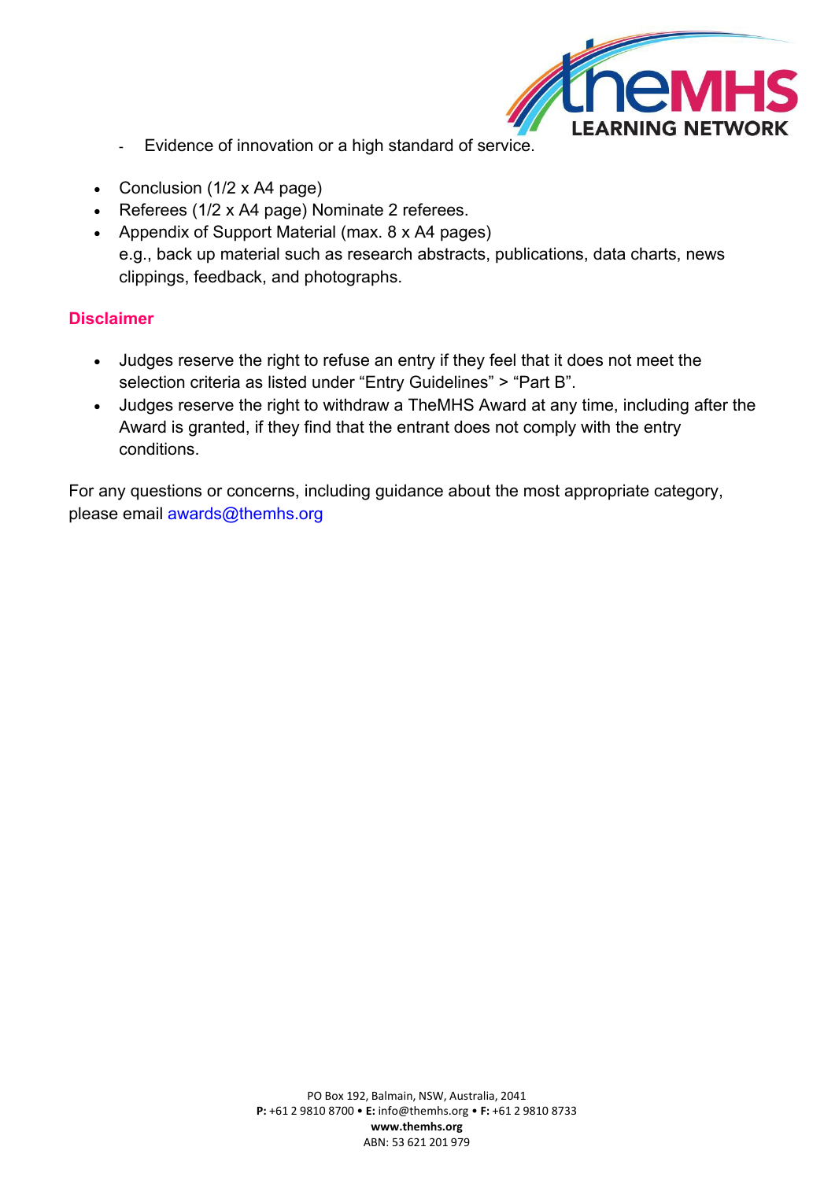- Evidence of innovation or a high standard of service.

- Conclusion (1/2 x A4 page)
- Referees (1/2 x A4 page) Nominate 2 referees.
- Appendix of Support Material (max. 8 x A4 pages)
  e.g., back up material such as research abstracts, publications, data charts, news clippings, feedback, and photographs.

## Disclaimer

- Judges reserve the right to refuse an entry if they feel that it does not meet the selection criteria as listed under "Entry Guidelines" > "Part B".
- Judges reserve the right to withdraw a TheMHS Award at any time, including after the Award is granted, if they find that the entrant does not comply with the entry conditions.

For any questions or concerns, including guidance about the most appropriate category, please email awards@themhs.org